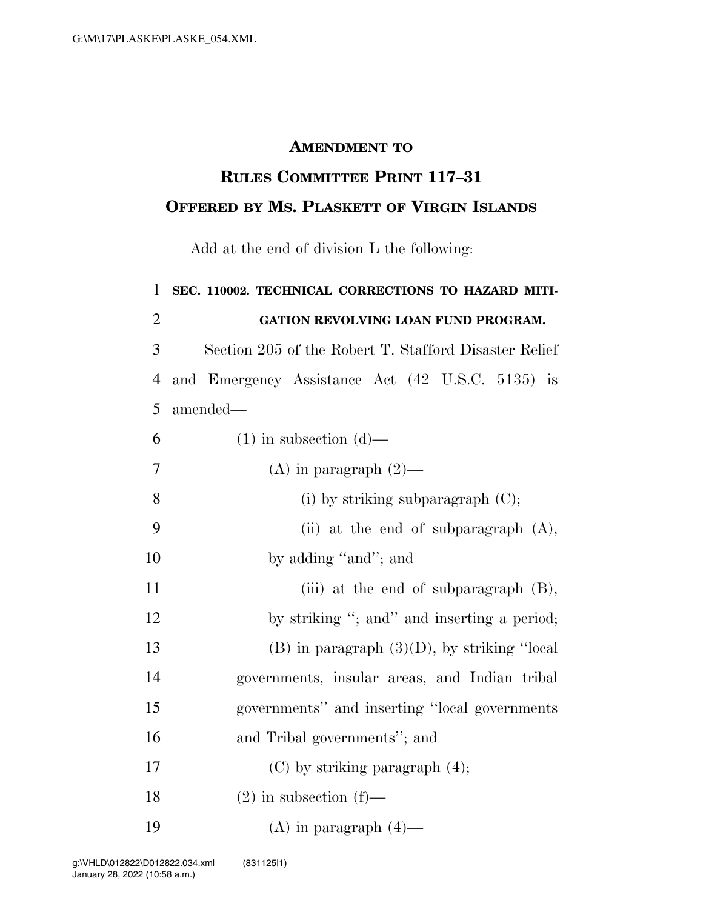# AMENDMENT TO RULES COMMITTEE PRINT 117–31

## OFFERED BY MS. PLASKETT OF VIRGIN ISLANDS

Add at the end of division L the following:

**SEC. 110002. TECHNICAL CORRECTIONS TO HAZARD MITIGATION REVOLVING LOAN FUND PROGRAM.**

Section 205 of the Robert T. Stafford Disaster Relief and Emergency Assistance Act (42 U.S.C. 5135) is amended—

(1) in subsection (d)—

(A) in paragraph (2)—

(i) by striking subparagraph (C);

(ii) at the end of subparagraph (A), by adding ''and''; and

(iii) at the end of subparagraph (B), by striking ''; and'' and inserting a period;

(B) in paragraph (3)(D), by striking ''local governments, insular areas, and Indian tribal governments'' and inserting ''local governments and Tribal governments''; and

(C) by striking paragraph (4);

(2) in subsection (f)—

(A) in paragraph (4)—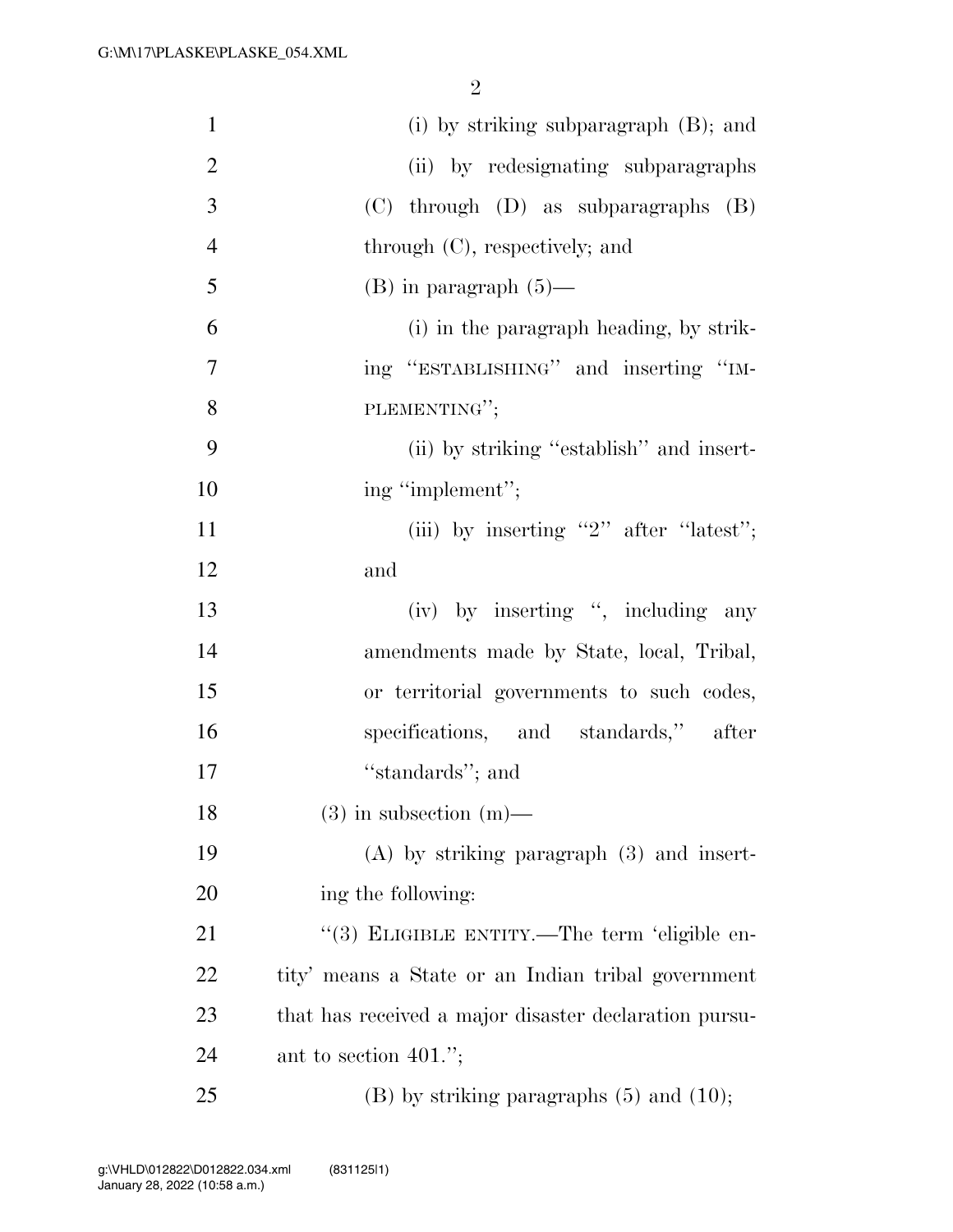(i) by striking subparagraph (B); and

(ii) by redesignating subparagraphs (C) through (D) as subparagraphs (B) through (C), respectively; and

(B) in paragraph (5)—

(i) in the paragraph heading, by striking ''ESTABLISHING'' and inserting ''IMPLEMENTING'';

(ii) by striking ''establish'' and inserting ''implement'';

(iii) by inserting ''2'' after ''latest''; and

(iv) by inserting '', including any amendments made by State, local, Tribal, or territorial governments to such codes, specifications, and standards,'' after ''standards''; and

(3) in subsection (m)—

(A) by striking paragraph (3) and inserting the following:

''(3) ELIGIBLE ENTITY.—The term 'eligible entity' means a State or an Indian tribal government that has received a major disaster declaration pursuant to section 401.'';

(B) by striking paragraphs (5) and (10);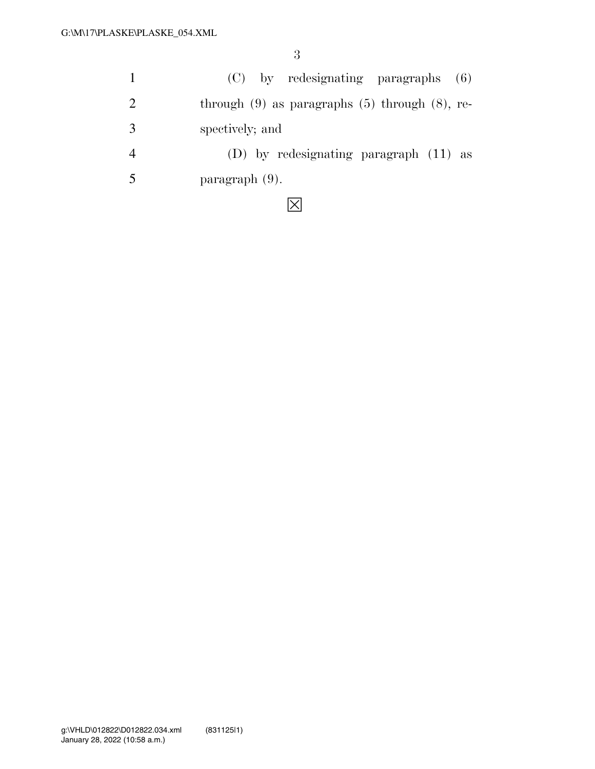(C) by redesignating paragraphs (6) through (9) as paragraphs (5) through (8), respectively; and

(D) by redesignating paragraph (11) as paragraph (9).

☒